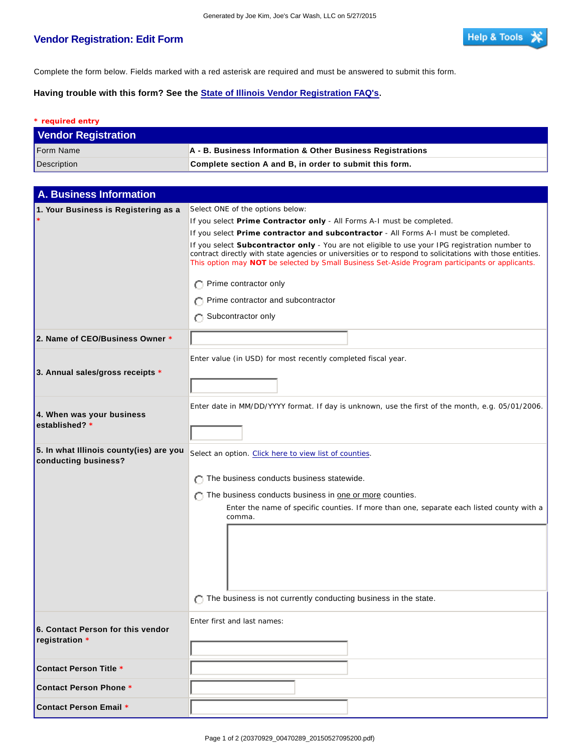Generated by Joe Kim, Joe's Car Wash, LLC on 5/27/2015

# Vendor Registration: Edit Form

Help & Tools

Complete the form below. Fields marked with a red asterisk are required and must be answered to submit this form.

**Having trouble with this form? See the State of Illinois Vendor Registration FAQ's.**

\* required entry

## Vendor Registration

| | |
|---|---|
| Form Name | **A - B. Business Information & Other Business Registrations** |
| Description | **Complete section A and B, in order to submit this form.** |

## A. Business Information

| | |
|---|---|
| **1. Your Business is Registering as a** * | Select ONE of the options below:<br>If you select **Prime Contractor only** - All Forms A-I must be completed.<br>If you select **Prime contractor and subcontractor** - All Forms A-I must be completed.<br>If you select **Subcontractor only** - You are not eligible to use your IPG registration number to contract directly with state agencies or universities or to respond to solicitations with those entities. This option may **NOT** be selected by Small Business Set-Aside Program participants or applicants.<br>◯ Prime contractor only<br>◯ Prime contractor and subcontractor<br>◯ Subcontractor only |
| **2. Name of CEO/Business Owner** * | |
| **3. Annual sales/gross receipts** * | Enter value (in USD) for most recently completed fiscal year. |
| **4. When was your business established?** * | Enter date in MM/DD/YYYY format. If day is unknown, use the first of the month, e.g. 05/01/2006. |
| **5. In what Illinois county(ies) are you conducting business?** | Select an option. Click here to view list of counties.<br>◯ The business conducts business statewide.<br>◯ The business conducts business in one or more counties.<br>Enter the name of specific counties. If more than one, separate each listed county with a comma.<br>◯ The business is not currently conducting business in the state. |
| **6. Contact Person for this vendor registration** * | Enter first and last names: |
| **Contact Person Title** * | |
| **Contact Person Phone** * | |
| **Contact Person Email** * | |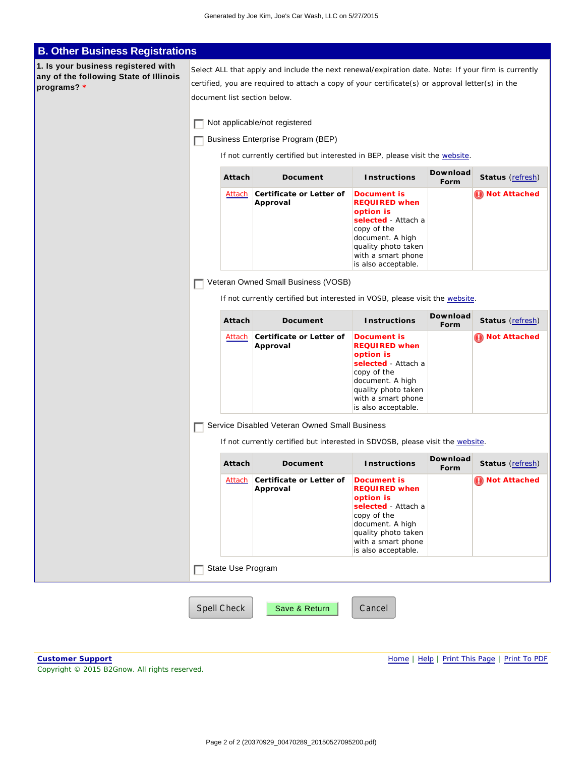## B. Other Business Registrations

**1. Is your business registered with any of the following State of Illinois programs?** *

Select ALL that apply and include the next renewal/expiration date. Note: If your firm is currently certified, you are required to attach a copy of your certificate(s) or approval letter(s) in the document list section below.

- [ ] Not applicable/not registered
- [ ] Business Enterprise Program (BEP)

If not currently certified but interested in BEP, please visit the website.

| Attach | Document | Instructions | Download Form | Status (refresh) |
|---|---|---|---|---|
| Attach | **Certificate or Letter of Approval** | **Document is REQUIRED when option is selected** - Attach a copy of the document. A high quality photo taken with a smart phone is also acceptable. | | **Not Attached** |

- [ ] Veteran Owned Small Business (VOSB)

If not currently certified but interested in VOSB, please visit the website.

| Attach | Document | Instructions | Download Form | Status (refresh) |
|---|---|---|---|---|
| Attach | **Certificate or Letter of Approval** | **Document is REQUIRED when option is selected** - Attach a copy of the document. A high quality photo taken with a smart phone is also acceptable. | | **Not Attached** |

- [ ] Service Disabled Veteran Owned Small Business

If not currently certified but interested in SDVOSB, please visit the website.

| Attach | Document | Instructions | Download Form | Status (refresh) |
|---|---|---|---|---|
| Attach | **Certificate or Letter of Approval** | **Document is REQUIRED when option is selected** - Attach a copy of the document. A high quality photo taken with a smart phone is also acceptable. | | **Not Attached** |

- [ ] State Use Program

Spell Check | Save & Return | Cancel

**Customer Support**

Copyright © 2015 B2Gnow. All rights reserved.

Home | Help | Print This Page | Print To PDF